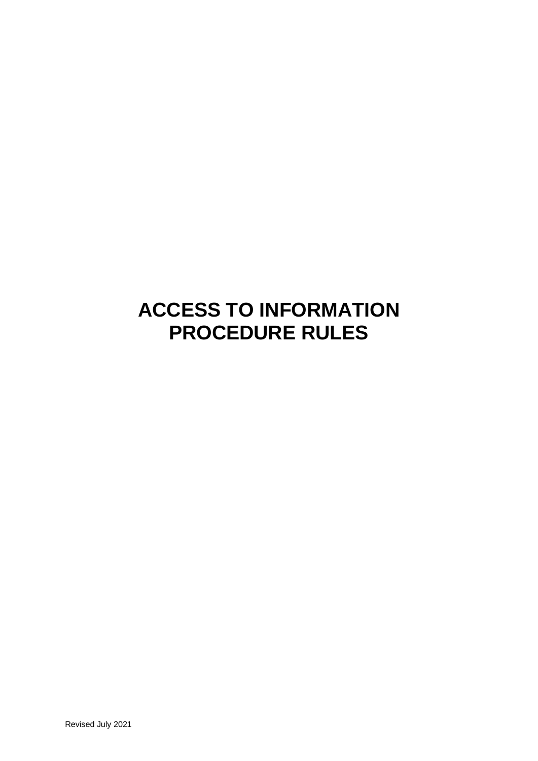# ACCESS TO INFORMATION PROCEDURE RULES

Revised July 2021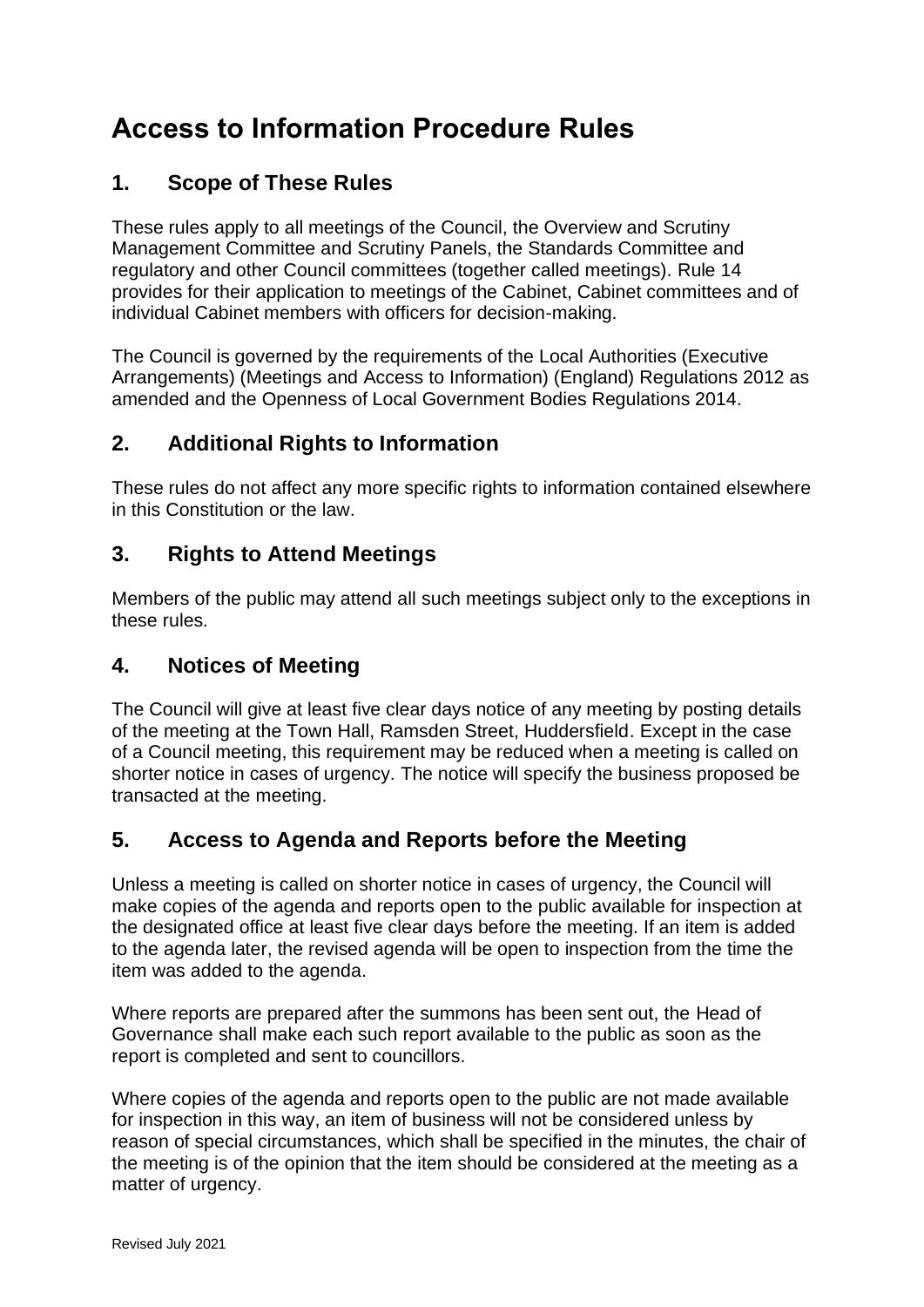# Access to Information Procedure Rules

## 1. Scope of These Rules

These rules apply to all meetings of the Council, the Overview and Scrutiny Management Committee and Scrutiny Panels, the Standards Committee and regulatory and other Council committees (together called meetings). Rule 14 provides for their application to meetings of the Cabinet, Cabinet committees and of individual Cabinet members with officers for decision-making.

The Council is governed by the requirements of the Local Authorities (Executive Arrangements) (Meetings and Access to Information) (England) Regulations 2012 as amended and the Openness of Local Government Bodies Regulations 2014.

## 2. Additional Rights to Information

These rules do not affect any more specific rights to information contained elsewhere in this Constitution or the law.

## 3. Rights to Attend Meetings

Members of the public may attend all such meetings subject only to the exceptions in these rules.

## 4. Notices of Meeting

The Council will give at least five clear days notice of any meeting by posting details of the meeting at the Town Hall, Ramsden Street, Huddersfield. Except in the case of a Council meeting, this requirement may be reduced when a meeting is called on shorter notice in cases of urgency. The notice will specify the business proposed be transacted at the meeting.

## 5. Access to Agenda and Reports before the Meeting

Unless a meeting is called on shorter notice in cases of urgency, the Council will make copies of the agenda and reports open to the public available for inspection at the designated office at least five clear days before the meeting. If an item is added to the agenda later, the revised agenda will be open to inspection from the time the item was added to the agenda.

Where reports are prepared after the summons has been sent out, the Head of Governance shall make each such report available to the public as soon as the report is completed and sent to councillors.

Where copies of the agenda and reports open to the public are not made available for inspection in this way, an item of business will not be considered unless by reason of special circumstances, which shall be specified in the minutes, the chair of the meeting is of the opinion that the item should be considered at the meeting as a matter of urgency.

Revised July 2021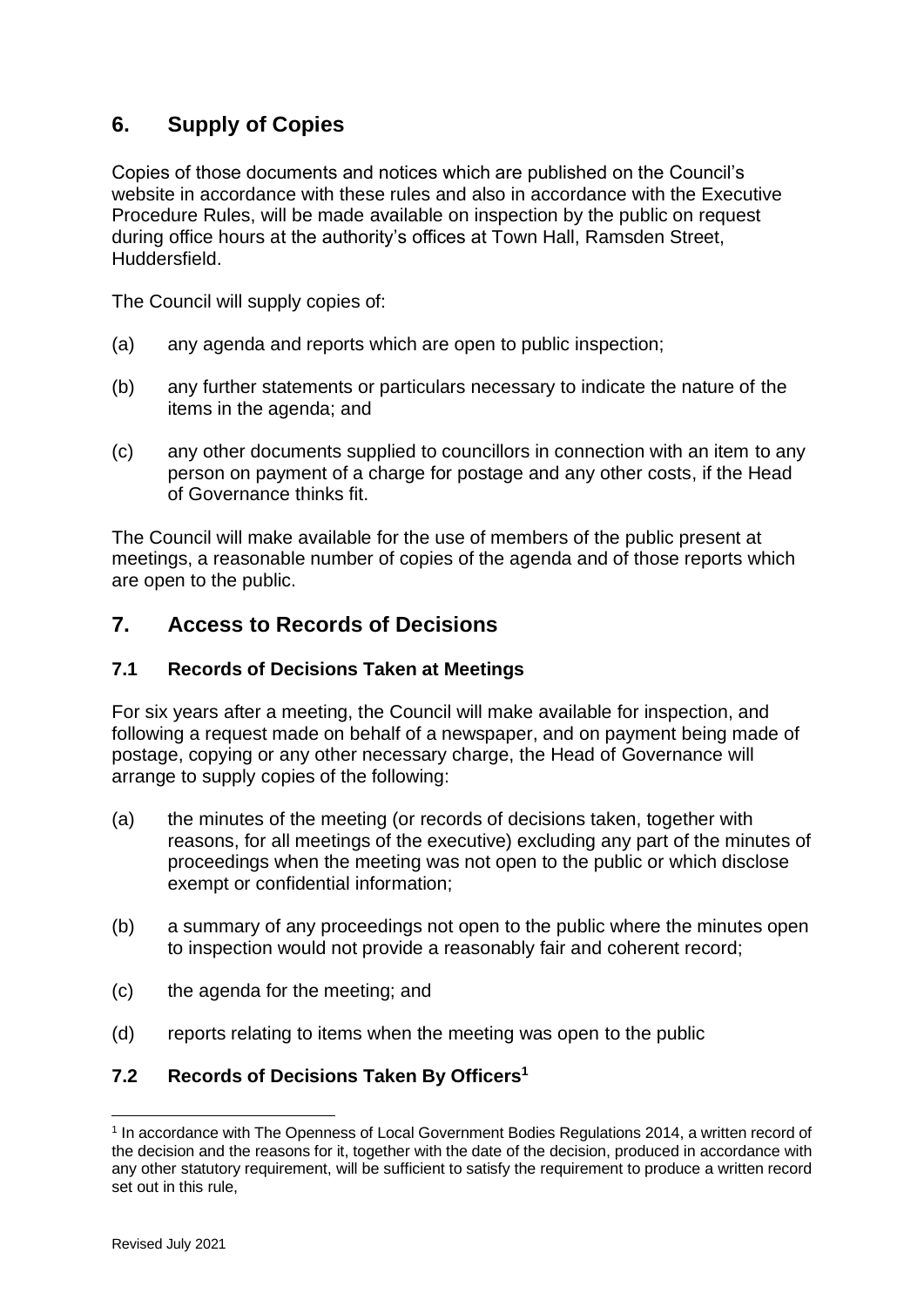## 6. Supply of Copies

Copies of those documents and notices which are published on the Council's website in accordance with these rules and also in accordance with the Executive Procedure Rules, will be made available on inspection by the public on request during office hours at the authority's offices at Town Hall, Ramsden Street, Huddersfield.

The Council will supply copies of:

(a) any agenda and reports which are open to public inspection;

(b) any further statements or particulars necessary to indicate the nature of the items in the agenda; and

(c) any other documents supplied to councillors in connection with an item to any person on payment of a charge for postage and any other costs, if the Head of Governance thinks fit.

The Council will make available for the use of members of the public present at meetings, a reasonable number of copies of the agenda and of those reports which are open to the public.

## 7. Access to Records of Decisions

### 7.1 Records of Decisions Taken at Meetings

For six years after a meeting, the Council will make available for inspection, and following a request made on behalf of a newspaper, and on payment being made of postage, copying or any other necessary charge, the Head of Governance will arrange to supply copies of the following:

(a) the minutes of the meeting (or records of decisions taken, together with reasons, for all meetings of the executive) excluding any part of the minutes of proceedings when the meeting was not open to the public or which disclose exempt or confidential information;

(b) a summary of any proceedings not open to the public where the minutes open to inspection would not provide a reasonably fair and coherent record;

(c) the agenda for the meeting; and

(d) reports relating to items when the meeting was open to the public

### 7.2 Records of Decisions Taken By Officers[1]

[1] In accordance with The Openness of Local Government Bodies Regulations 2014, a written record of the decision and the reasons for it, together with the date of the decision, produced in accordance with any other statutory requirement, will be sufficient to satisfy the requirement to produce a written record set out in this rule,

Revised July 2021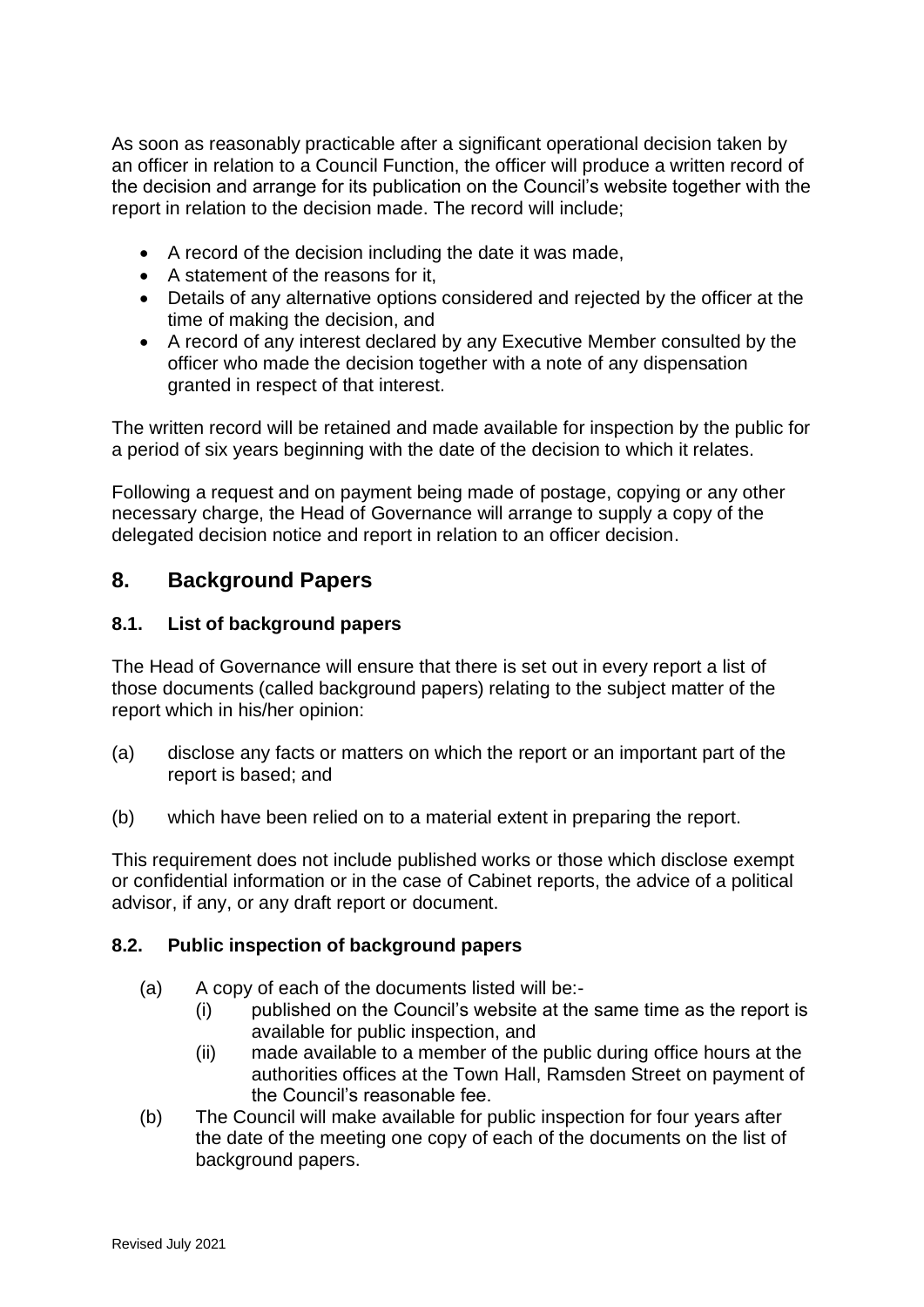As soon as reasonably practicable after a significant operational decision taken by an officer in relation to a Council Function, the officer will produce a written record of the decision and arrange for its publication on the Council's website together with the report in relation to the decision made. The record will include;

- A record of the decision including the date it was made,
- A statement of the reasons for it,
- Details of any alternative options considered and rejected by the officer at the time of making the decision, and
- A record of any interest declared by any Executive Member consulted by the officer who made the decision together with a note of any dispensation granted in respect of that interest.

The written record will be retained and made available for inspection by the public for a period of six years beginning with the date of the decision to which it relates.

Following a request and on payment being made of postage, copying or any other necessary charge, the Head of Governance will arrange to supply a copy of the delegated decision notice and report in relation to an officer decision.

## 8. Background Papers

### 8.1. List of background papers

The Head of Governance will ensure that there is set out in every report a list of those documents (called background papers) relating to the subject matter of the report which in his/her opinion:

(a) disclose any facts or matters on which the report or an important part of the report is based; and

(b) which have been relied on to a material extent in preparing the report.

This requirement does not include published works or those which disclose exempt or confidential information or in the case of Cabinet reports, the advice of a political advisor, if any, or any draft report or document.

### 8.2. Public inspection of background papers

(a) A copy of each of the documents listed will be:-
   (i) published on the Council's website at the same time as the report is available for public inspection, and
   (ii) made available to a member of the public during office hours at the authorities offices at the Town Hall, Ramsden Street on payment of the Council's reasonable fee.

(b) The Council will make available for public inspection for four years after the date of the meeting one copy of each of the documents on the list of background papers.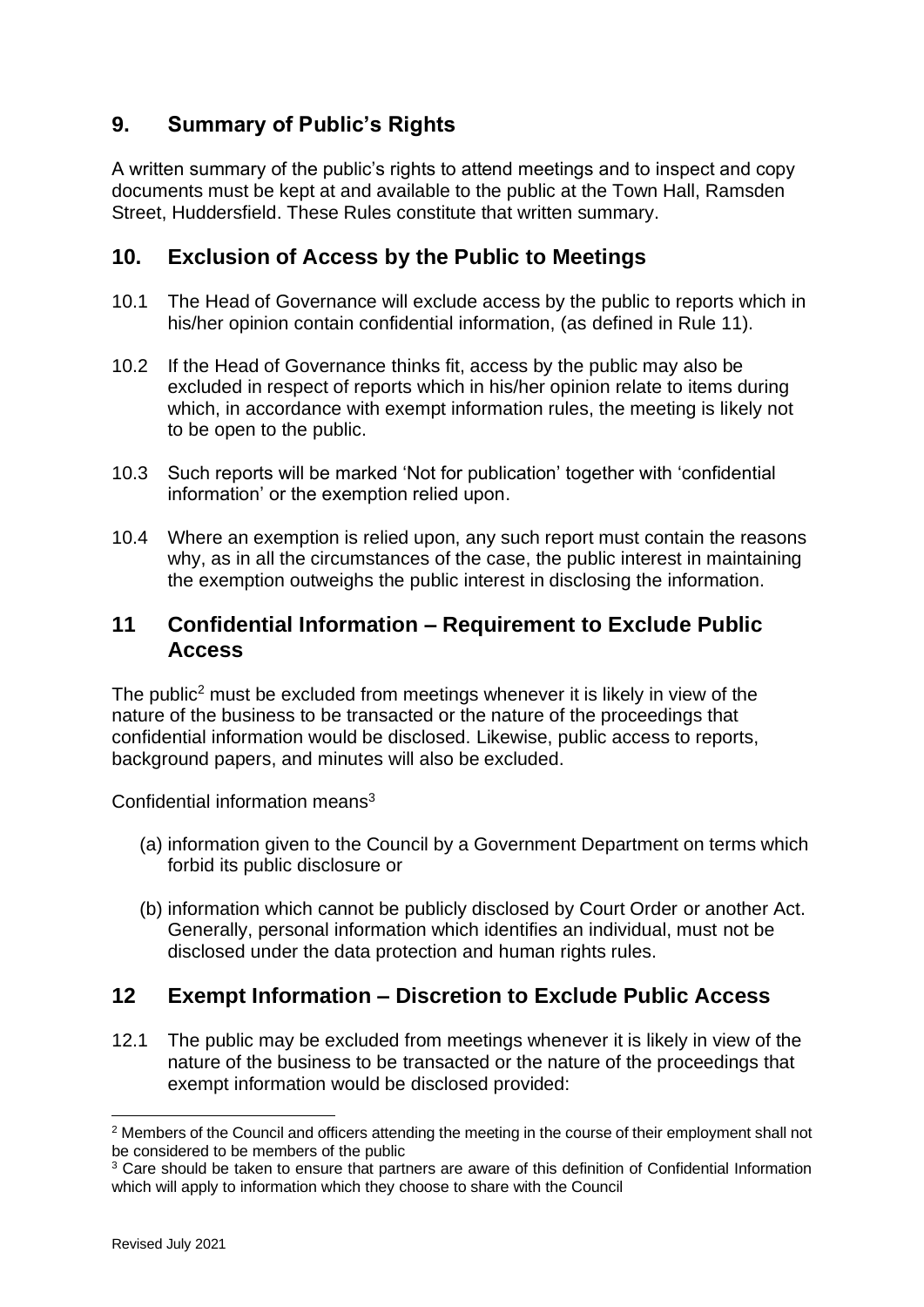## 9. Summary of Public's Rights

A written summary of the public's rights to attend meetings and to inspect and copy documents must be kept at and available to the public at the Town Hall, Ramsden Street, Huddersfield. These Rules constitute that written summary.

## 10. Exclusion of Access by the Public to Meetings

10.1 The Head of Governance will exclude access by the public to reports which in his/her opinion contain confidential information, (as defined in Rule 11).

10.2 If the Head of Governance thinks fit, access by the public may also be excluded in respect of reports which in his/her opinion relate to items during which, in accordance with exempt information rules, the meeting is likely not to be open to the public.

10.3 Such reports will be marked 'Not for publication' together with 'confidential information' or the exemption relied upon.

10.4 Where an exemption is relied upon, any such report must contain the reasons why, as in all the circumstances of the case, the public interest in maintaining the exemption outweighs the public interest in disclosing the information.

## 11 Confidential Information – Requirement to Exclude Public Access

The public[2] must be excluded from meetings whenever it is likely in view of the nature of the business to be transacted or the nature of the proceedings that confidential information would be disclosed. Likewise, public access to reports, background papers, and minutes will also be excluded.

Confidential information means[3]

(a) information given to the Council by a Government Department on terms which forbid its public disclosure or

(b) information which cannot be publicly disclosed by Court Order or another Act. Generally, personal information which identifies an individual, must not be disclosed under the data protection and human rights rules.

## 12 Exempt Information – Discretion to Exclude Public Access

12.1 The public may be excluded from meetings whenever it is likely in view of the nature of the business to be transacted or the nature of the proceedings that exempt information would be disclosed provided:

---

[2] Members of the Council and officers attending the meeting in the course of their employment shall not be considered to be members of the public

[3] Care should be taken to ensure that partners are aware of this definition of Confidential Information which will apply to information which they choose to share with the Council

Revised July 2021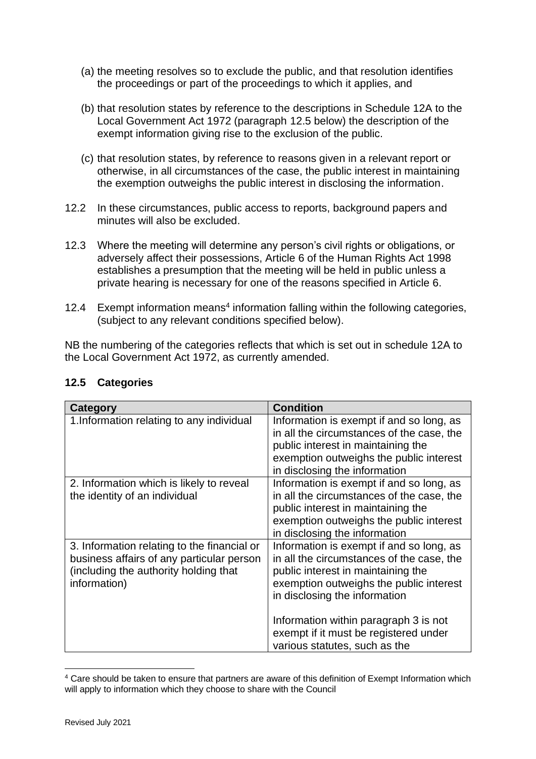(a) the meeting resolves so to exclude the public, and that resolution identifies the proceedings or part of the proceedings to which it applies, and

(b) that resolution states by reference to the descriptions in Schedule 12A to the Local Government Act 1972 (paragraph 12.5 below) the description of the exempt information giving rise to the exclusion of the public.

(c) that resolution states, by reference to reasons given in a relevant report or otherwise, in all circumstances of the case, the public interest in maintaining the exemption outweighs the public interest in disclosing the information.

12.2 In these circumstances, public access to reports, background papers and minutes will also be excluded.

12.3 Where the meeting will determine any person's civil rights or obligations, or adversely affect their possessions, Article 6 of the Human Rights Act 1998 establishes a presumption that the meeting will be held in public unless a private hearing is necessary for one of the reasons specified in Article 6.

12.4 Exempt information means[4] information falling within the following categories, (subject to any relevant conditions specified below).

NB the numbering of the categories reflects that which is set out in schedule 12A to the Local Government Act 1972, as currently amended.

## 12.5 Categories

| Category | Condition |
|---|---|
| 1.Information relating to any individual | Information is exempt if and so long, as in all the circumstances of the case, the public interest in maintaining the exemption outweighs the public interest in disclosing the information |
| 2. Information which is likely to reveal the identity of an individual | Information is exempt if and so long, as in all the circumstances of the case, the public interest in maintaining the exemption outweighs the public interest in disclosing the information |
| 3. Information relating to the financial or business affairs of any particular person (including the authority holding that information) | Information is exempt if and so long, as in all the circumstances of the case, the public interest in maintaining the exemption outweighs the public interest in disclosing the information<br><br>Information within paragraph 3 is not exempt if it must be registered under various statutes, such as the |

[4] Care should be taken to ensure that partners are aware of this definition of Exempt Information which will apply to information which they choose to share with the Council

Revised July 2021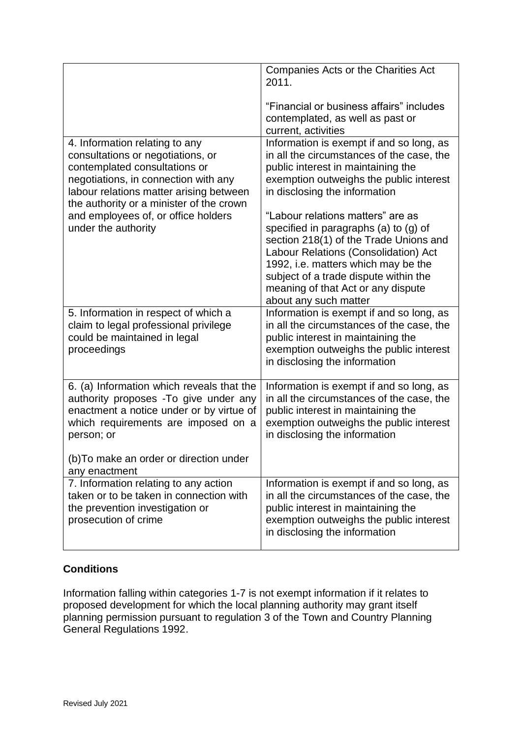| | |
|---|---|
| | Companies Acts or the Charities Act 2011.<br><br>“Financial or business affairs” includes contemplated, as well as past or current, activities |
| 4. Information relating to any consultations or negotiations, or contemplated consultations or negotiations, in connection with any labour relations matter arising between the authority or a minister of the crown and employees of, or office holders under the authority | Information is exempt if and so long, as in all the circumstances of the case, the public interest in maintaining the exemption outweighs the public interest in disclosing the information<br><br>“Labour relations matters” are as specified in paragraphs (a) to (g) of section 218(1) of the Trade Unions and Labour Relations (Consolidation) Act 1992, i.e. matters which may be the subject of a trade dispute within the meaning of that Act or any dispute about any such matter |
| 5. Information in respect of which a claim to legal professional privilege could be maintained in legal proceedings | Information is exempt if and so long, as in all the circumstances of the case, the public interest in maintaining the exemption outweighs the public interest in disclosing the information |
| 6. (a) Information which reveals that the authority proposes -To give under any enactment a notice under or by virtue of which requirements are imposed on a person; or<br><br>(b)To make an order or direction under any enactment | Information is exempt if and so long, as in all the circumstances of the case, the public interest in maintaining the exemption outweighs the public interest in disclosing the information |
| 7. Information relating to any action taken or to be taken in connection with the prevention investigation or prosecution of crime | Information is exempt if and so long, as in all the circumstances of the case, the public interest in maintaining the exemption outweighs the public interest in disclosing the information |

## Conditions

Information falling within categories 1-7 is not exempt information if it relates to proposed development for which the local planning authority may grant itself planning permission pursuant to regulation 3 of the Town and Country Planning General Regulations 1992.

Revised July 2021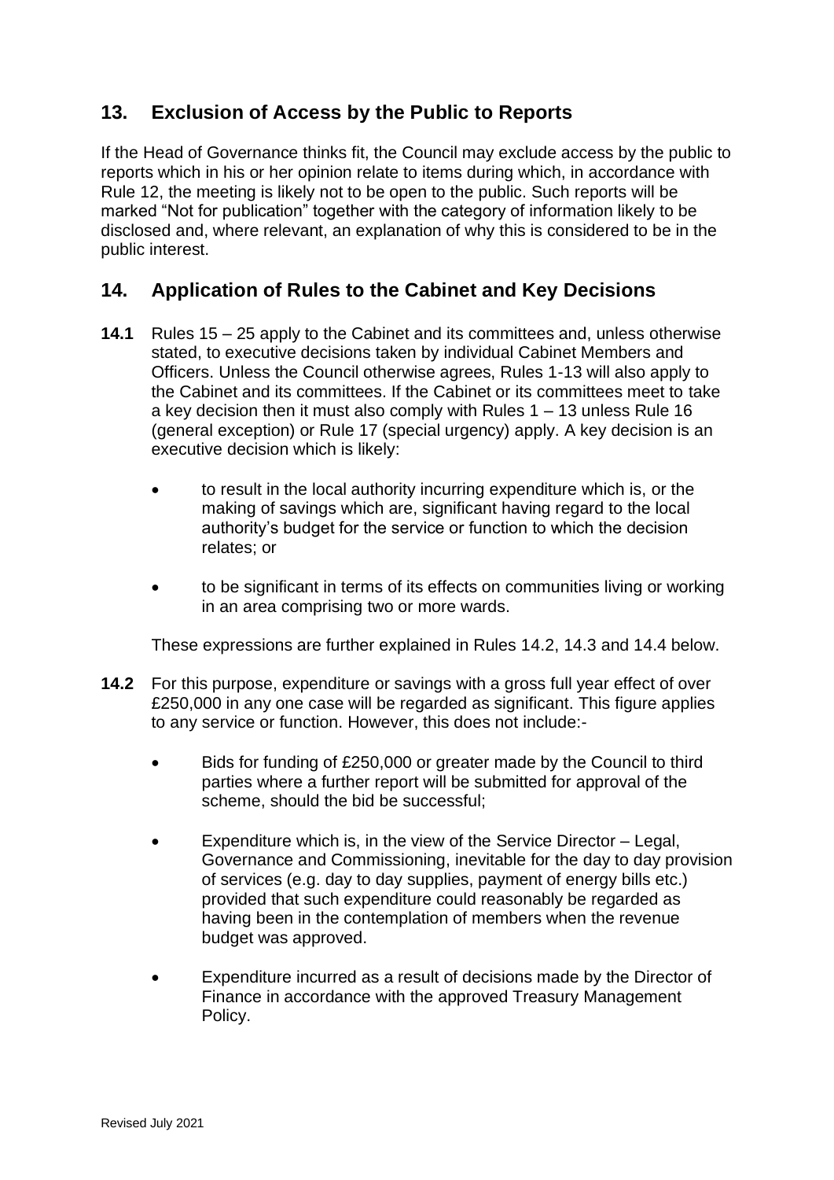## 13. Exclusion of Access by the Public to Reports

If the Head of Governance thinks fit, the Council may exclude access by the public to reports which in his or her opinion relate to items during which, in accordance with Rule 12, the meeting is likely not to be open to the public. Such reports will be marked "Not for publication" together with the category of information likely to be disclosed and, where relevant, an explanation of why this is considered to be in the public interest.

## 14. Application of Rules to the Cabinet and Key Decisions

**14.1** Rules 15 – 25 apply to the Cabinet and its committees and, unless otherwise stated, to executive decisions taken by individual Cabinet Members and Officers. Unless the Council otherwise agrees, Rules 1-13 will also apply to the Cabinet and its committees. If the Cabinet or its committees meet to take a key decision then it must also comply with Rules 1 – 13 unless Rule 16 (general exception) or Rule 17 (special urgency) apply. A key decision is an executive decision which is likely:

- to result in the local authority incurring expenditure which is, or the making of savings which are, significant having regard to the local authority's budget for the service or function to which the decision relates; or
- to be significant in terms of its effects on communities living or working in an area comprising two or more wards.

These expressions are further explained in Rules 14.2, 14.3 and 14.4 below.

**14.2** For this purpose, expenditure or savings with a gross full year effect of over £250,000 in any one case will be regarded as significant. This figure applies to any service or function. However, this does not include:-

- Bids for funding of £250,000 or greater made by the Council to third parties where a further report will be submitted for approval of the scheme, should the bid be successful;
- Expenditure which is, in the view of the Service Director – Legal, Governance and Commissioning, inevitable for the day to day provision of services (e.g. day to day supplies, payment of energy bills etc.) provided that such expenditure could reasonably be regarded as having been in the contemplation of members when the revenue budget was approved.
- Expenditure incurred as a result of decisions made by the Director of Finance in accordance with the approved Treasury Management Policy.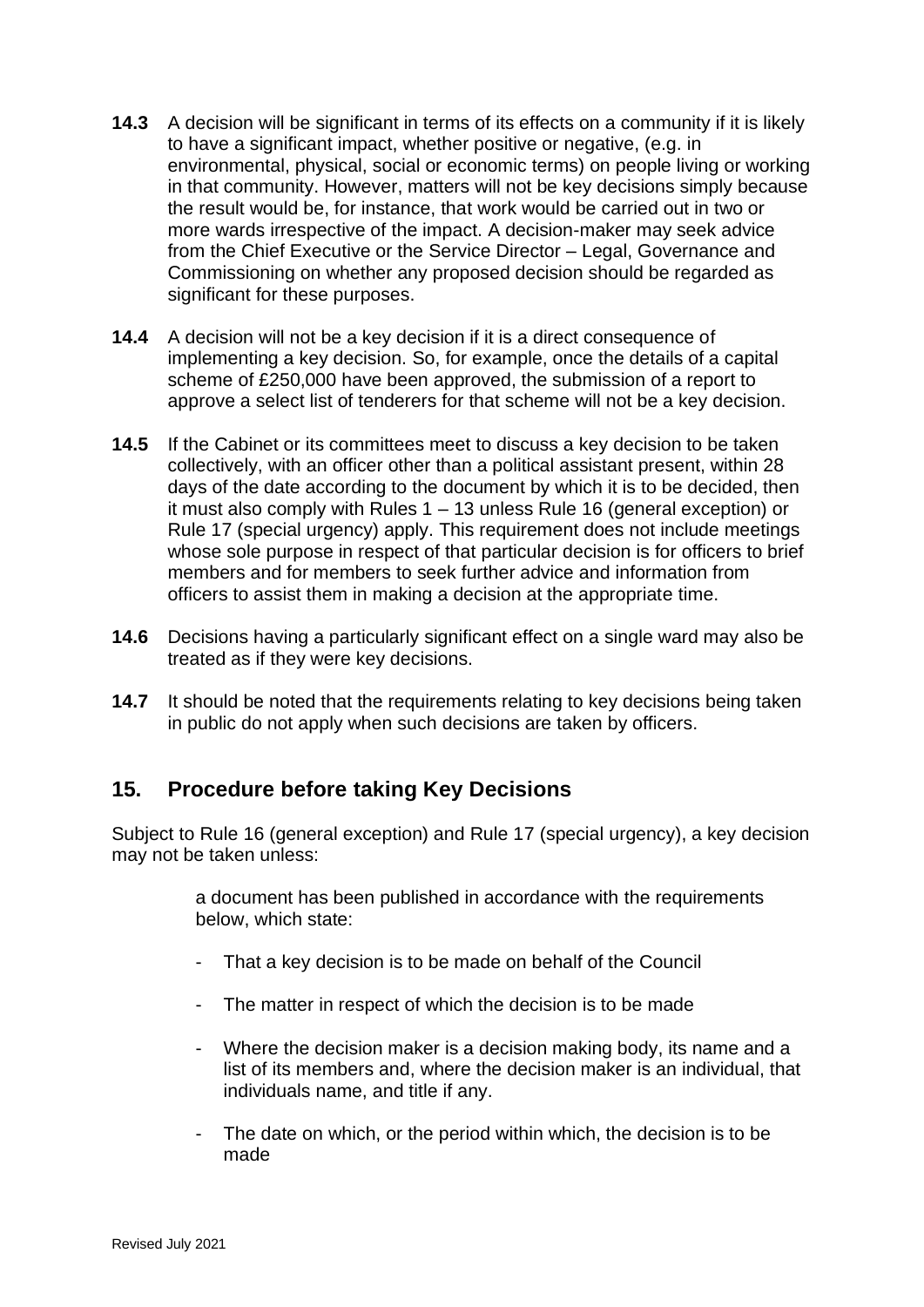**14.3** A decision will be significant in terms of its effects on a community if it is likely to have a significant impact, whether positive or negative, (e.g. in environmental, physical, social or economic terms) on people living or working in that community. However, matters will not be key decisions simply because the result would be, for instance, that work would be carried out in two or more wards irrespective of the impact. A decision-maker may seek advice from the Chief Executive or the Service Director – Legal, Governance and Commissioning on whether any proposed decision should be regarded as significant for these purposes.

**14.4** A decision will not be a key decision if it is a direct consequence of implementing a key decision. So, for example, once the details of a capital scheme of £250,000 have been approved, the submission of a report to approve a select list of tenderers for that scheme will not be a key decision.

**14.5** If the Cabinet or its committees meet to discuss a key decision to be taken collectively, with an officer other than a political assistant present, within 28 days of the date according to the document by which it is to be decided, then it must also comply with Rules 1 – 13 unless Rule 16 (general exception) or Rule 17 (special urgency) apply. This requirement does not include meetings whose sole purpose in respect of that particular decision is for officers to brief members and for members to seek further advice and information from officers to assist them in making a decision at the appropriate time.

**14.6** Decisions having a particularly significant effect on a single ward may also be treated as if they were key decisions.

**14.7** It should be noted that the requirements relating to key decisions being taken in public do not apply when such decisions are taken by officers.

## 15. Procedure before taking Key Decisions

Subject to Rule 16 (general exception) and Rule 17 (special urgency), a key decision may not be taken unless:

a document has been published in accordance with the requirements below, which state:

- That a key decision is to be made on behalf of the Council
- The matter in respect of which the decision is to be made
- Where the decision maker is a decision making body, its name and a list of its members and, where the decision maker is an individual, that individuals name, and title if any.
- The date on which, or the period within which, the decision is to be made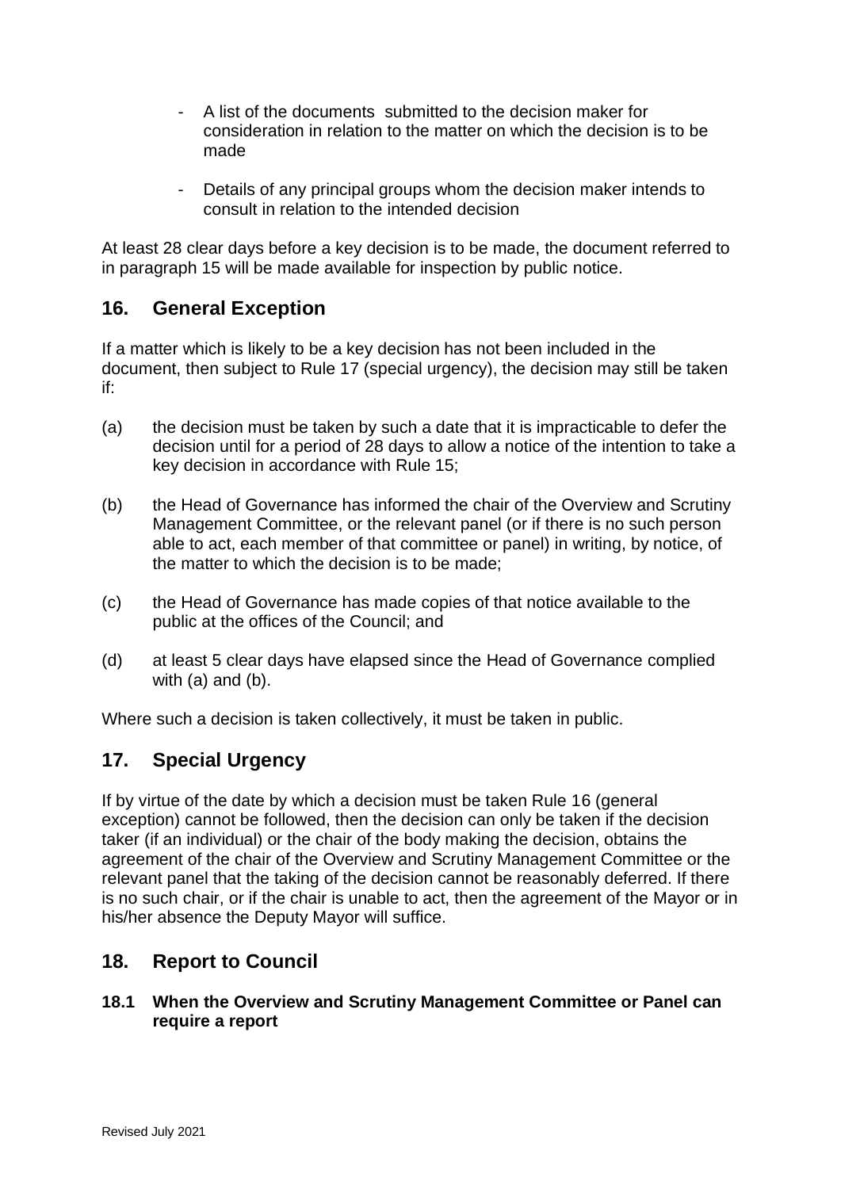- A list of the documents submitted to the decision maker for consideration in relation to the matter on which the decision is to be made

- Details of any principal groups whom the decision maker intends to consult in relation to the intended decision

At least 28 clear days before a key decision is to be made, the document referred to in paragraph 15 will be made available for inspection by public notice.

## 16. General Exception

If a matter which is likely to be a key decision has not been included in the document, then subject to Rule 17 (special urgency), the decision may still be taken if:

(a) the decision must be taken by such a date that it is impracticable to defer the decision until for a period of 28 days to allow a notice of the intention to take a key decision in accordance with Rule 15;

(b) the Head of Governance has informed the chair of the Overview and Scrutiny Management Committee, or the relevant panel (or if there is no such person able to act, each member of that committee or panel) in writing, by notice, of the matter to which the decision is to be made;

(c) the Head of Governance has made copies of that notice available to the public at the offices of the Council; and

(d) at least 5 clear days have elapsed since the Head of Governance complied with (a) and (b).

Where such a decision is taken collectively, it must be taken in public.

## 17. Special Urgency

If by virtue of the date by which a decision must be taken Rule 16 (general exception) cannot be followed, then the decision can only be taken if the decision taker (if an individual) or the chair of the body making the decision, obtains the agreement of the chair of the Overview and Scrutiny Management Committee or the relevant panel that the taking of the decision cannot be reasonably deferred. If there is no such chair, or if the chair is unable to act, then the agreement of the Mayor or in his/her absence the Deputy Mayor will suffice.

## 18. Report to Council

### 18.1 When the Overview and Scrutiny Management Committee or Panel can require a report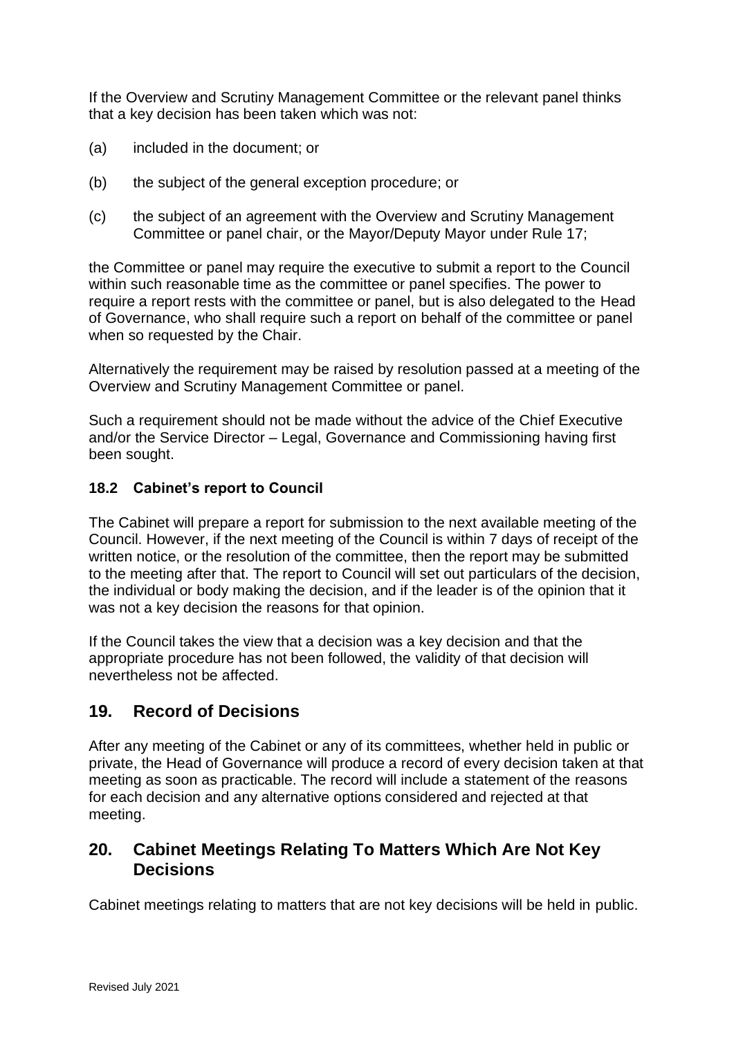If the Overview and Scrutiny Management Committee or the relevant panel thinks that a key decision has been taken which was not:

(a) included in the document; or

(b) the subject of the general exception procedure; or

(c) the subject of an agreement with the Overview and Scrutiny Management Committee or panel chair, or the Mayor/Deputy Mayor under Rule 17;

the Committee or panel may require the executive to submit a report to the Council within such reasonable time as the committee or panel specifies. The power to require a report rests with the committee or panel, but is also delegated to the Head of Governance, who shall require such a report on behalf of the committee or panel when so requested by the Chair.

Alternatively the requirement may be raised by resolution passed at a meeting of the Overview and Scrutiny Management Committee or panel.

Such a requirement should not be made without the advice of the Chief Executive and/or the Service Director – Legal, Governance and Commissioning having first been sought.

### 18.2 Cabinet's report to Council

The Cabinet will prepare a report for submission to the next available meeting of the Council. However, if the next meeting of the Council is within 7 days of receipt of the written notice, or the resolution of the committee, then the report may be submitted to the meeting after that. The report to Council will set out particulars of the decision, the individual or body making the decision, and if the leader is of the opinion that it was not a key decision the reasons for that opinion.

If the Council takes the view that a decision was a key decision and that the appropriate procedure has not been followed, the validity of that decision will nevertheless not be affected.

## 19. Record of Decisions

After any meeting of the Cabinet or any of its committees, whether held in public or private, the Head of Governance will produce a record of every decision taken at that meeting as soon as practicable. The record will include a statement of the reasons for each decision and any alternative options considered and rejected at that meeting.

## 20. Cabinet Meetings Relating To Matters Which Are Not Key Decisions

Cabinet meetings relating to matters that are not key decisions will be held in public.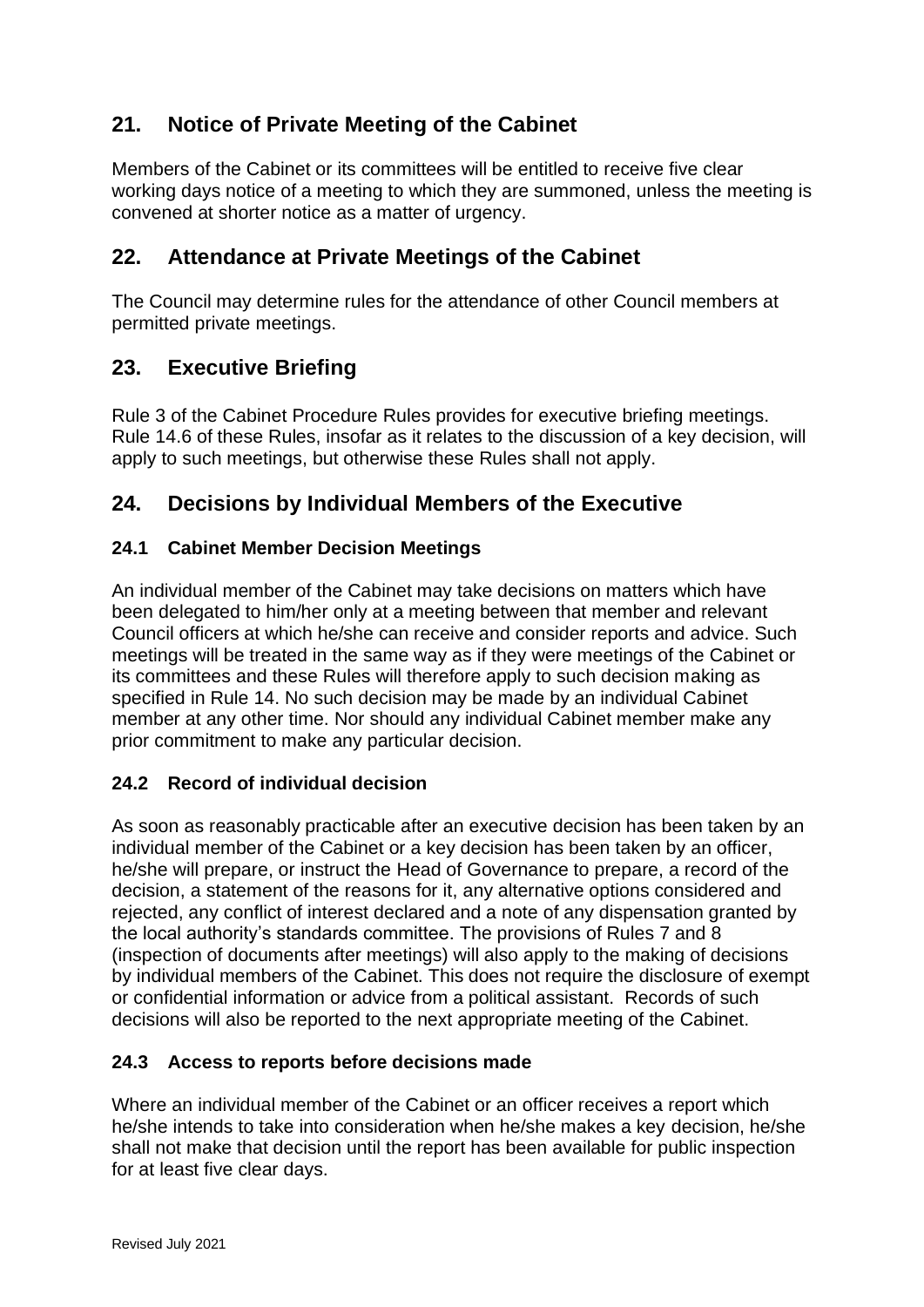## 21. Notice of Private Meeting of the Cabinet

Members of the Cabinet or its committees will be entitled to receive five clear working days notice of a meeting to which they are summoned, unless the meeting is convened at shorter notice as a matter of urgency.

## 22. Attendance at Private Meetings of the Cabinet

The Council may determine rules for the attendance of other Council members at permitted private meetings.

## 23. Executive Briefing

Rule 3 of the Cabinet Procedure Rules provides for executive briefing meetings. Rule 14.6 of these Rules, insofar as it relates to the discussion of a key decision, will apply to such meetings, but otherwise these Rules shall not apply.

## 24. Decisions by Individual Members of the Executive

### 24.1 Cabinet Member Decision Meetings

An individual member of the Cabinet may take decisions on matters which have been delegated to him/her only at a meeting between that member and relevant Council officers at which he/she can receive and consider reports and advice. Such meetings will be treated in the same way as if they were meetings of the Cabinet or its committees and these Rules will therefore apply to such decision making as specified in Rule 14. No such decision may be made by an individual Cabinet member at any other time. Nor should any individual Cabinet member make any prior commitment to make any particular decision.

### 24.2 Record of individual decision

As soon as reasonably practicable after an executive decision has been taken by an individual member of the Cabinet or a key decision has been taken by an officer, he/she will prepare, or instruct the Head of Governance to prepare, a record of the decision, a statement of the reasons for it, any alternative options considered and rejected, any conflict of interest declared and a note of any dispensation granted by the local authority's standards committee. The provisions of Rules 7 and 8 (inspection of documents after meetings) will also apply to the making of decisions by individual members of the Cabinet. This does not require the disclosure of exempt or confidential information or advice from a political assistant. Records of such decisions will also be reported to the next appropriate meeting of the Cabinet.

### 24.3 Access to reports before decisions made

Where an individual member of the Cabinet or an officer receives a report which he/she intends to take into consideration when he/she makes a key decision, he/she shall not make that decision until the report has been available for public inspection for at least five clear days.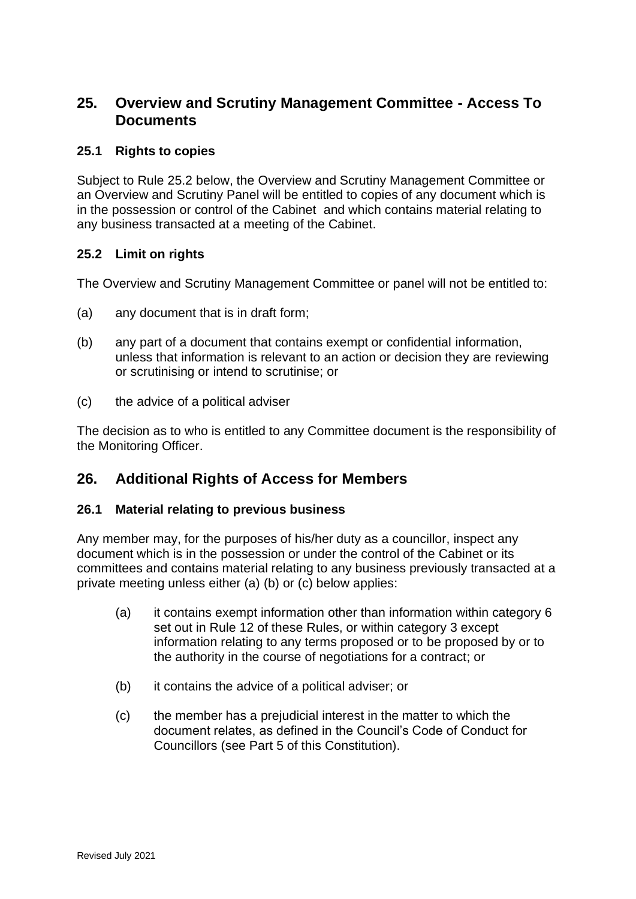## 25. Overview and Scrutiny Management Committee - Access To Documents

### 25.1 Rights to copies

Subject to Rule 25.2 below, the Overview and Scrutiny Management Committee or an Overview and Scrutiny Panel will be entitled to copies of any document which is in the possession or control of the Cabinet and which contains material relating to any business transacted at a meeting of the Cabinet.

### 25.2 Limit on rights

The Overview and Scrutiny Management Committee or panel will not be entitled to:

(a) any document that is in draft form;

(b) any part of a document that contains exempt or confidential information, unless that information is relevant to an action or decision they are reviewing or scrutinising or intend to scrutinise; or

(c) the advice of a political adviser

The decision as to who is entitled to any Committee document is the responsibility of the Monitoring Officer.

## 26. Additional Rights of Access for Members

### 26.1 Material relating to previous business

Any member may, for the purposes of his/her duty as a councillor, inspect any document which is in the possession or under the control of the Cabinet or its committees and contains material relating to any business previously transacted at a private meeting unless either (a) (b) or (c) below applies:

(a) it contains exempt information other than information within category 6 set out in Rule 12 of these Rules, or within category 3 except information relating to any terms proposed or to be proposed by or to the authority in the course of negotiations for a contract; or

(b) it contains the advice of a political adviser; or

(c) the member has a prejudicial interest in the matter to which the document relates, as defined in the Council's Code of Conduct for Councillors (see Part 5 of this Constitution).

Revised July 2021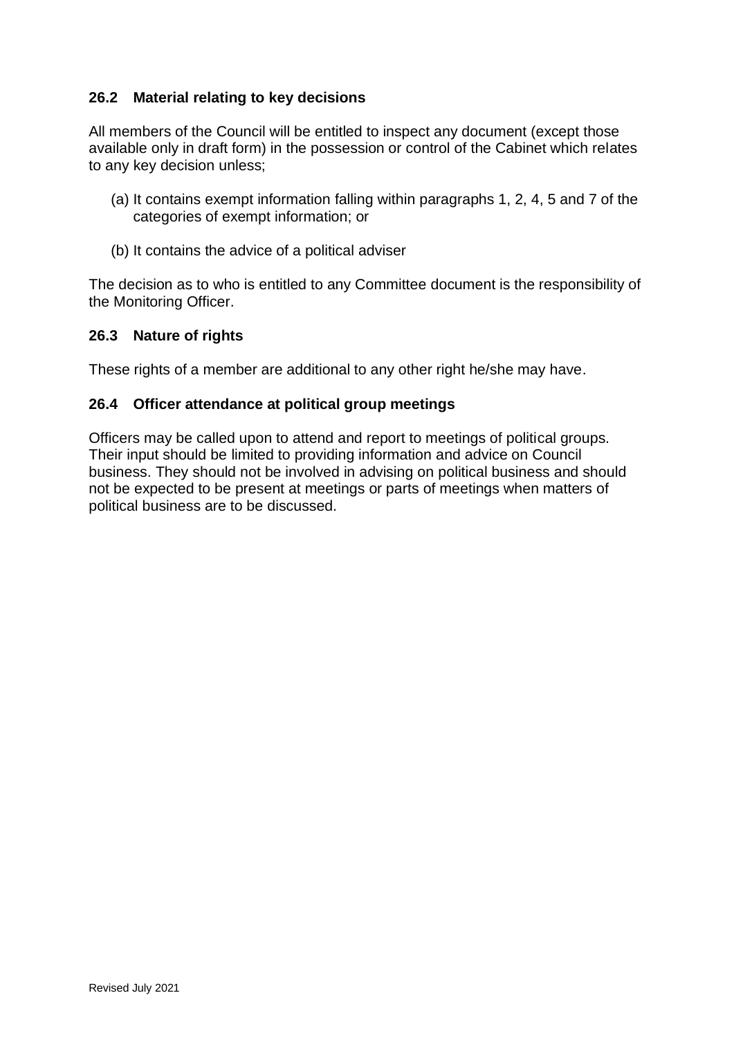### 26.2 Material relating to key decisions

All members of the Council will be entitled to inspect any document (except those available only in draft form) in the possession or control of the Cabinet which relates to any key decision unless;

(a) It contains exempt information falling within paragraphs 1, 2, 4, 5 and 7 of the categories of exempt information; or

(b) It contains the advice of a political adviser

The decision as to who is entitled to any Committee document is the responsibility of the Monitoring Officer.

### 26.3 Nature of rights

These rights of a member are additional to any other right he/she may have.

### 26.4 Officer attendance at political group meetings

Officers may be called upon to attend and report to meetings of political groups. Their input should be limited to providing information and advice on Council business. They should not be involved in advising on political business and should not be expected to be present at meetings or parts of meetings when matters of political business are to be discussed.